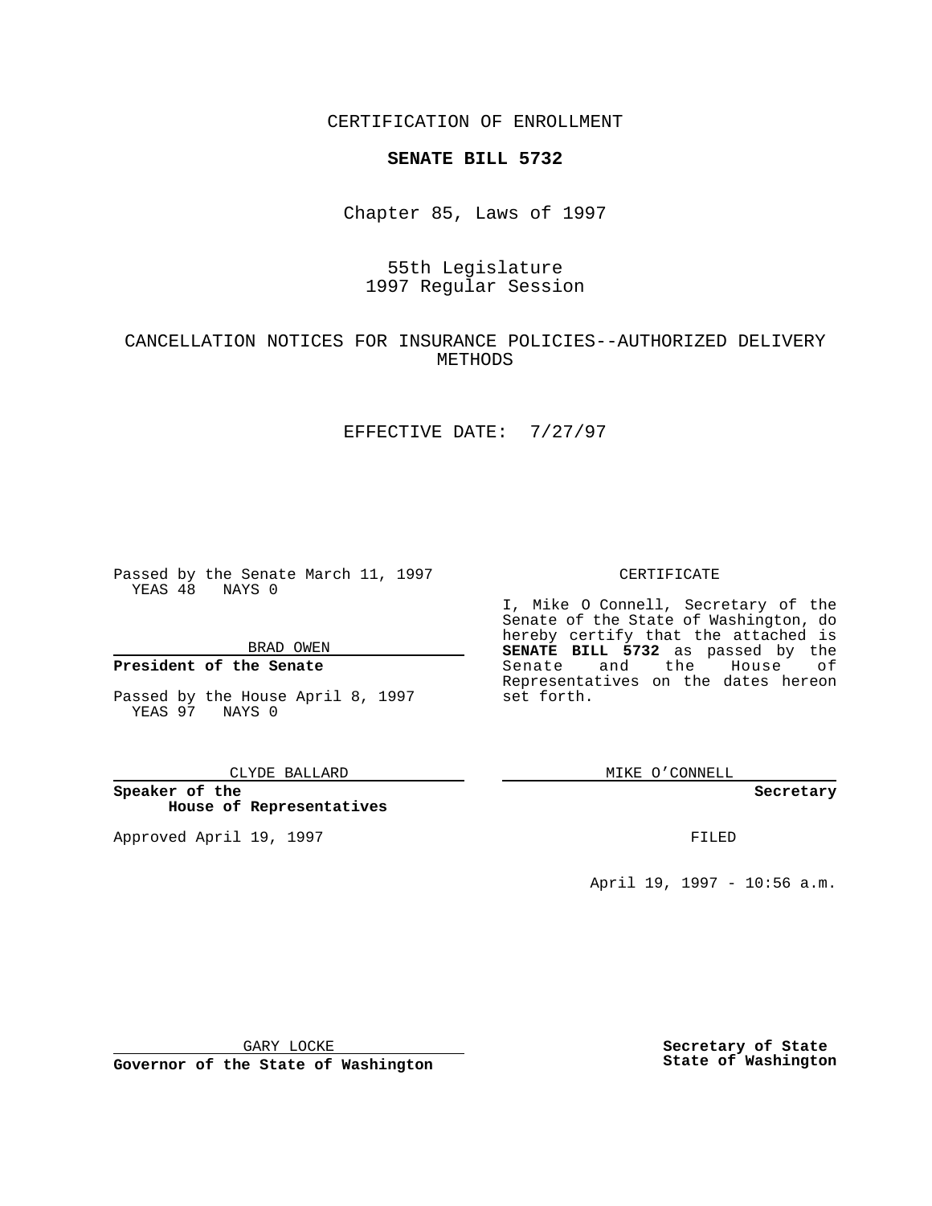CERTIFICATION OF ENROLLMENT

**SENATE BILL 5732**

Chapter 85, Laws of 1997

55th Legislature
1997 Regular Session

CANCELLATION NOTICES FOR INSURANCE POLICIES--AUTHORIZED DELIVERY METHODS

EFFECTIVE DATE: 7/27/97

Passed by the Senate March 11, 1997
YEAS 48 NAYS 0

BRAD OWEN

**President of the Senate**

Passed by the House April 8, 1997
YEAS 97 NAYS 0

CLYDE BALLARD

**Speaker of the House of Representatives**

Approved April 19, 1997

GARY LOCKE

**Governor of the State of Washington**

CERTIFICATE

I, Mike O Connell, Secretary of the Senate of the State of Washington, do hereby certify that the attached is **SENATE BILL 5732** as passed by the Senate and the House of Representatives on the dates hereon set forth.

MIKE O'CONNELL

**Secretary**

FILED

April 19, 1997 - 10:56 a.m.

**Secretary of State**
**State of Washington**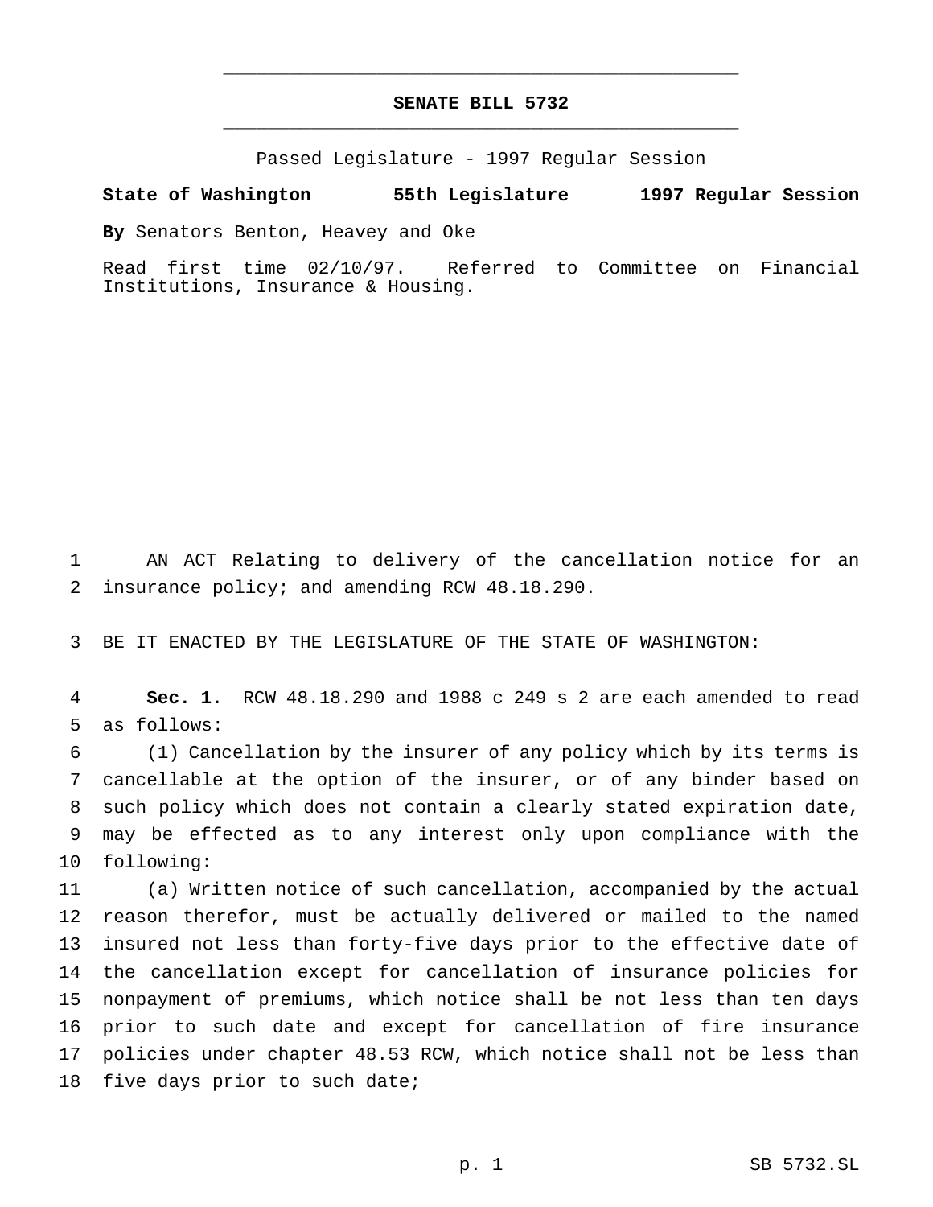# SENATE BILL 5732

Passed Legislature - 1997 Regular Session

**State of Washington 55th Legislature 1997 Regular Session**

**By** Senators Benton, Heavey and Oke

Read first time 02/10/97. Referred to Committee on Financial Institutions, Insurance & Housing.

AN ACT Relating to delivery of the cancellation notice for an insurance policy; and amending RCW 48.18.290.

BE IT ENACTED BY THE LEGISLATURE OF THE STATE OF WASHINGTON:

**Sec. 1.** RCW 48.18.290 and 1988 c 249 s 2 are each amended to read as follows:

(1) Cancellation by the insurer of any policy which by its terms is cancellable at the option of the insurer, or of any binder based on such policy which does not contain a clearly stated expiration date, may be effected as to any interest only upon compliance with the following:

(a) Written notice of such cancellation, accompanied by the actual reason therefor, must be actually delivered or mailed to the named insured not less than forty-five days prior to the effective date of the cancellation except for cancellation of insurance policies for nonpayment of premiums, which notice shall be not less than ten days prior to such date and except for cancellation of fire insurance policies under chapter 48.53 RCW, which notice shall not be less than five days prior to such date;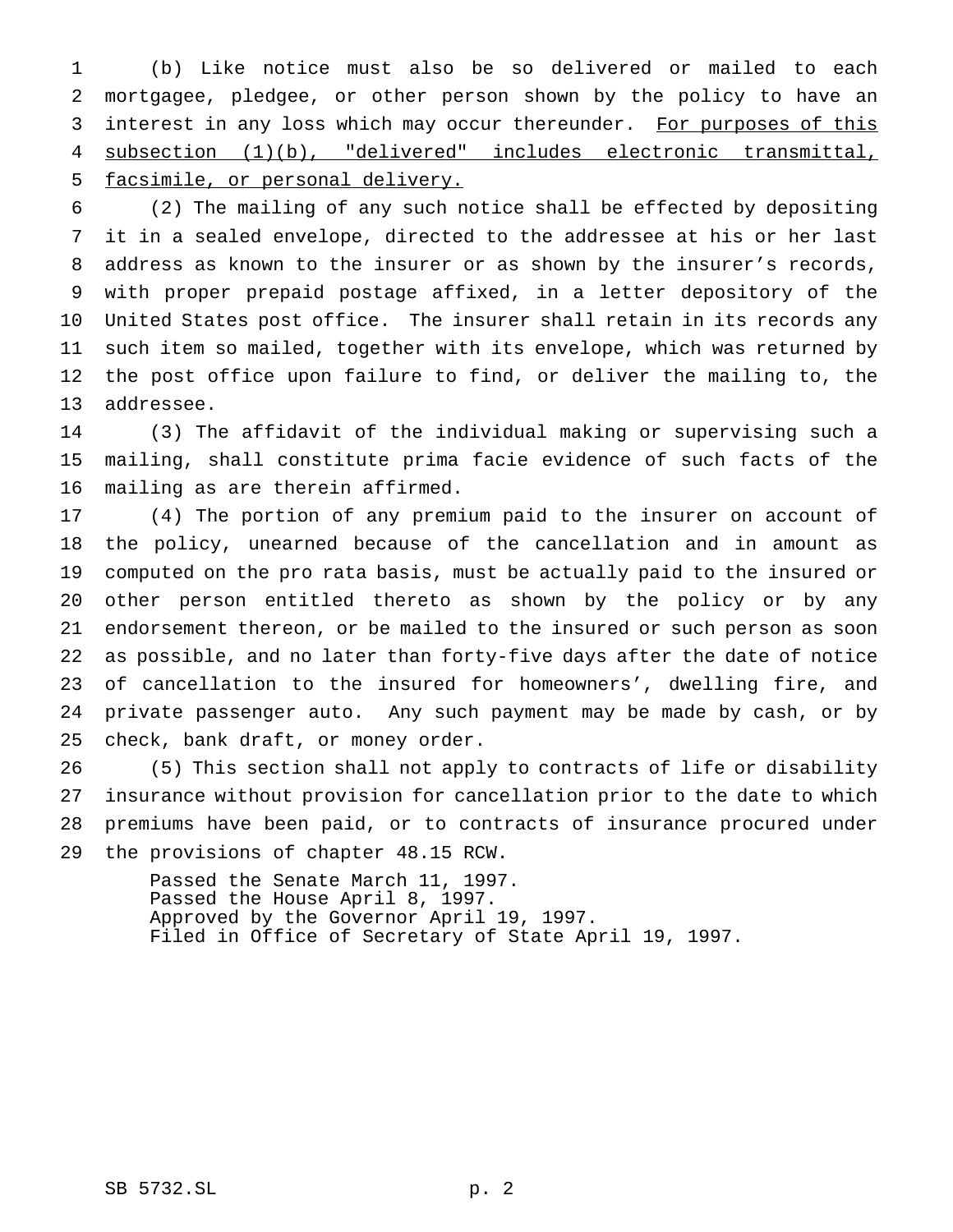(b) Like notice must also be so delivered or mailed to each mortgagee, pledgee, or other person shown by the policy to have an interest in any loss which may occur thereunder. For purposes of this subsection (1)(b), "delivered" includes electronic transmittal, facsimile, or personal delivery.

(2) The mailing of any such notice shall be effected by depositing it in a sealed envelope, directed to the addressee at his or her last address as known to the insurer or as shown by the insurer's records, with proper prepaid postage affixed, in a letter depository of the United States post office. The insurer shall retain in its records any such item so mailed, together with its envelope, which was returned by the post office upon failure to find, or deliver the mailing to, the addressee.

(3) The affidavit of the individual making or supervising such a mailing, shall constitute prima facie evidence of such facts of the mailing as are therein affirmed.

(4) The portion of any premium paid to the insurer on account of the policy, unearned because of the cancellation and in amount as computed on the pro rata basis, must be actually paid to the insured or other person entitled thereto as shown by the policy or by any endorsement thereon, or be mailed to the insured or such person as soon as possible, and no later than forty-five days after the date of notice of cancellation to the insured for homeowners', dwelling fire, and private passenger auto. Any such payment may be made by cash, or by check, bank draft, or money order.

(5) This section shall not apply to contracts of life or disability insurance without provision for cancellation prior to the date to which premiums have been paid, or to contracts of insurance procured under the provisions of chapter 48.15 RCW.

Passed the Senate March 11, 1997.
Passed the House April 8, 1997.
Approved by the Governor April 19, 1997.
Filed in Office of Secretary of State April 19, 1997.